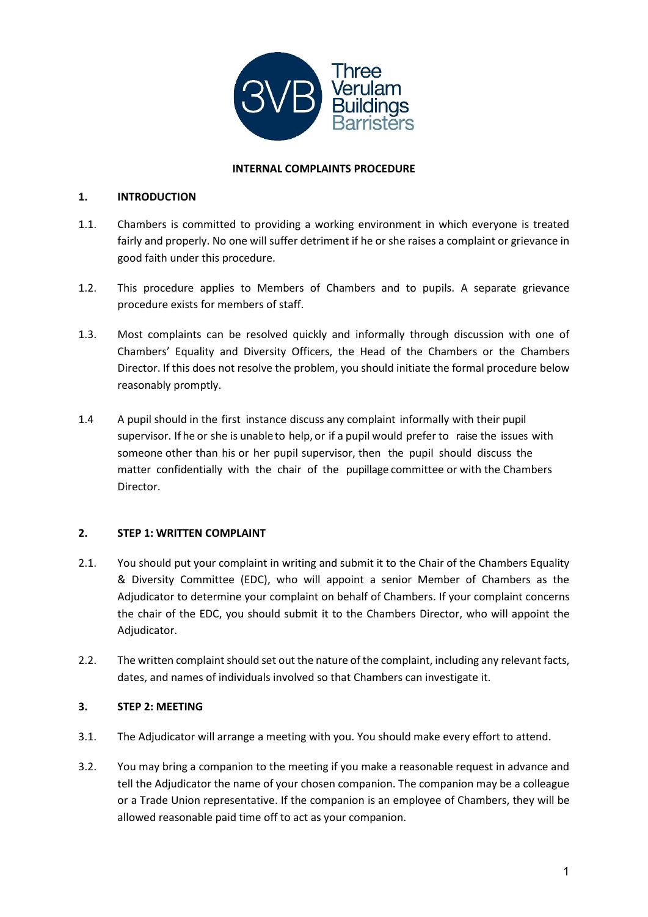# INTERNAL COMPLAINTS PROCEDURE

## 1. INTRODUCTION

1.1. Chambers is committed to providing a working environment in which everyone is treated fairly and properly. No one will suffer detriment if he or she raises a complaint or grievance in good faith under this procedure.

1.2. This procedure applies to Members of Chambers and to pupils. A separate grievance procedure exists for members of staff.

1.3. Most complaints can be resolved quickly and informally through discussion with one of Chambers' Equality and Diversity Officers, the Head of the Chambers or the Chambers Director. If this does not resolve the problem, you should initiate the formal procedure below reasonably promptly.

1.4 A pupil should in the first instance discuss any complaint informally with their pupil supervisor. If he or she is unable to help, or if a pupil would prefer to raise the issues with someone other than his or her pupil supervisor, then the pupil should discuss the matter confidentially with the chair of the pupillage committee or with the Chambers Director.

## 2. STEP 1: WRITTEN COMPLAINT

2.1. You should put your complaint in writing and submit it to the Chair of the Chambers Equality & Diversity Committee (EDC), who will appoint a senior Member of Chambers as the Adjudicator to determine your complaint on behalf of Chambers. If your complaint concerns the chair of the EDC, you should submit it to the Chambers Director, who will appoint the Adjudicator.

2.2. The written complaint should set out the nature of the complaint, including any relevant facts, dates, and names of individuals involved so that Chambers can investigate it.

## 3. STEP 2: MEETING

3.1. The Adjudicator will arrange a meeting with you. You should make every effort to attend.

3.2. You may bring a companion to the meeting if you make a reasonable request in advance and tell the Adjudicator the name of your chosen companion. The companion may be a colleague or a Trade Union representative. If the companion is an employee of Chambers, they will be allowed reasonable paid time off to act as your companion.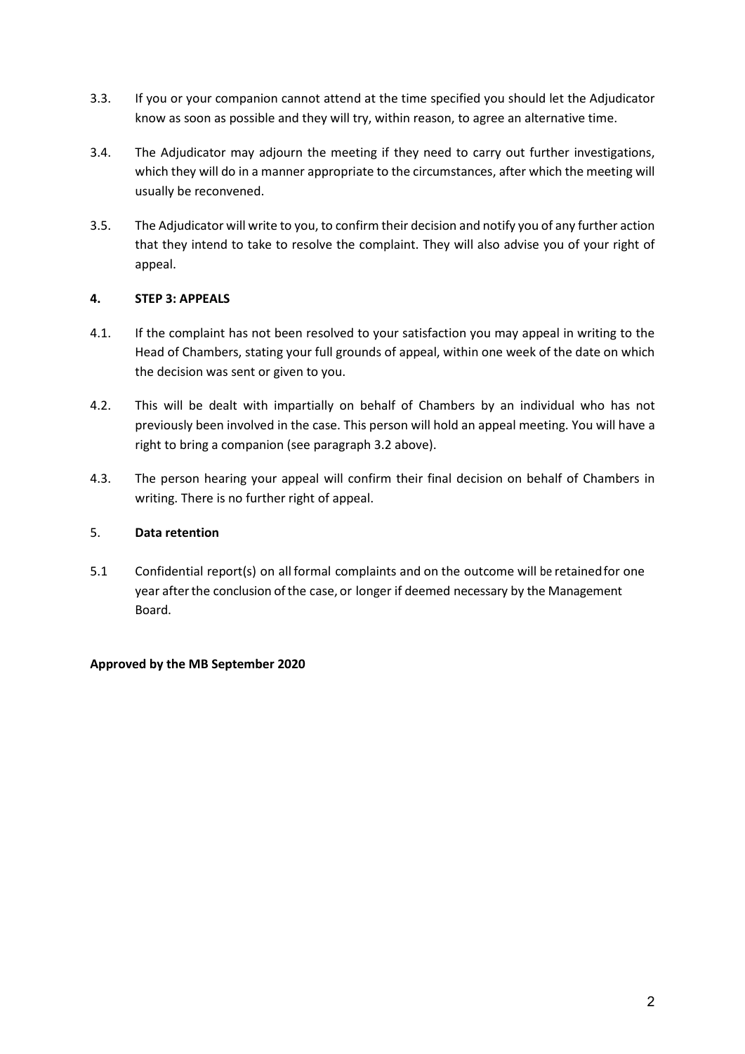3.3. If you or your companion cannot attend at the time specified you should let the Adjudicator know as soon as possible and they will try, within reason, to agree an alternative time.

3.4. The Adjudicator may adjourn the meeting if they need to carry out further investigations, which they will do in a manner appropriate to the circumstances, after which the meeting will usually be reconvened.

3.5. The Adjudicator will write to you, to confirm their decision and notify you of any further action that they intend to take to resolve the complaint. They will also advise you of your right of appeal.

## 4. STEP 3: APPEALS

4.1. If the complaint has not been resolved to your satisfaction you may appeal in writing to the Head of Chambers, stating your full grounds of appeal, within one week of the date on which the decision was sent or given to you.

4.2. This will be dealt with impartially on behalf of Chambers by an individual who has not previously been involved in the case. This person will hold an appeal meeting. You will have a right to bring a companion (see paragraph 3.2 above).

4.3. The person hearing your appeal will confirm their final decision on behalf of Chambers in writing. There is no further right of appeal.

## 5. Data retention

5.1 Confidential report(s) on all formal complaints and on the outcome will be retained for one year after the conclusion of the case, or longer if deemed necessary by the Management Board.

**Approved by the MB September 2020**